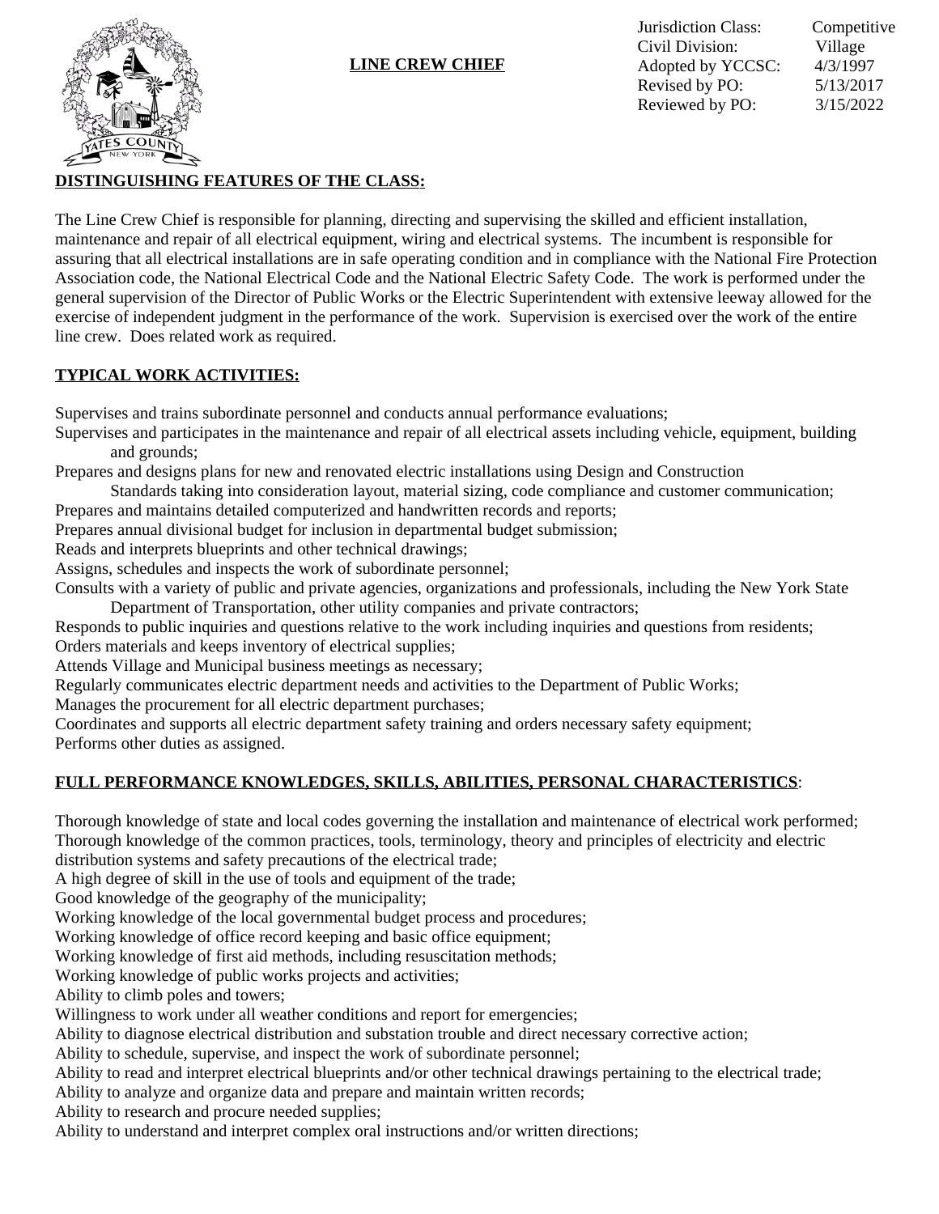# LINE CREW CHIEF

Jurisdiction Class: Competitive
Civil Division: Village
Adopted by YCCSC: 4/3/1997
Revised by PO: 5/13/2017
Reviewed by PO: 3/15/2022

## DISTINGUISHING FEATURES OF THE CLASS:

The Line Crew Chief is responsible for planning, directing and supervising the skilled and efficient installation, maintenance and repair of all electrical equipment, wiring and electrical systems. The incumbent is responsible for assuring that all electrical installations are in safe operating condition and in compliance with the National Fire Protection Association code, the National Electrical Code and the National Electric Safety Code. The work is performed under the general supervision of the Director of Public Works or the Electric Superintendent with extensive leeway allowed for the exercise of independent judgment in the performance of the work. Supervision is exercised over the work of the entire line crew. Does related work as required.

## TYPICAL WORK ACTIVITIES:

Supervises and trains subordinate personnel and conducts annual performance evaluations;
Supervises and participates in the maintenance and repair of all electrical assets including vehicle, equipment, building and grounds;
Prepares and designs plans for new and renovated electric installations using Design and Construction Standards taking into consideration layout, material sizing, code compliance and customer communication;
Prepares and maintains detailed computerized and handwritten records and reports;
Prepares annual divisional budget for inclusion in departmental budget submission;
Reads and interprets blueprints and other technical drawings;
Assigns, schedules and inspects the work of subordinate personnel;
Consults with a variety of public and private agencies, organizations and professionals, including the New York State Department of Transportation, other utility companies and private contractors;
Responds to public inquiries and questions relative to the work including inquiries and questions from residents;
Orders materials and keeps inventory of electrical supplies;
Attends Village and Municipal business meetings as necessary;
Regularly communicates electric department needs and activities to the Department of Public Works;
Manages the procurement for all electric department purchases;
Coordinates and supports all electric department safety training and orders necessary safety equipment;
Performs other duties as assigned.

## FULL PERFORMANCE KNOWLEDGES, SKILLS, ABILITIES, PERSONAL CHARACTERISTICS:

Thorough knowledge of state and local codes governing the installation and maintenance of electrical work performed;
Thorough knowledge of the common practices, tools, terminology, theory and principles of electricity and electric distribution systems and safety precautions of the electrical trade;
A high degree of skill in the use of tools and equipment of the trade;
Good knowledge of the geography of the municipality;
Working knowledge of the local governmental budget process and procedures;
Working knowledge of office record keeping and basic office equipment;
Working knowledge of first aid methods, including resuscitation methods;
Working knowledge of public works projects and activities;
Ability to climb poles and towers;
Willingness to work under all weather conditions and report for emergencies;
Ability to diagnose electrical distribution and substation trouble and direct necessary corrective action;
Ability to schedule, supervise, and inspect the work of subordinate personnel;
Ability to read and interpret electrical blueprints and/or other technical drawings pertaining to the electrical trade;
Ability to analyze and organize data and prepare and maintain written records;
Ability to research and procure needed supplies;
Ability to understand and interpret complex oral instructions and/or written directions;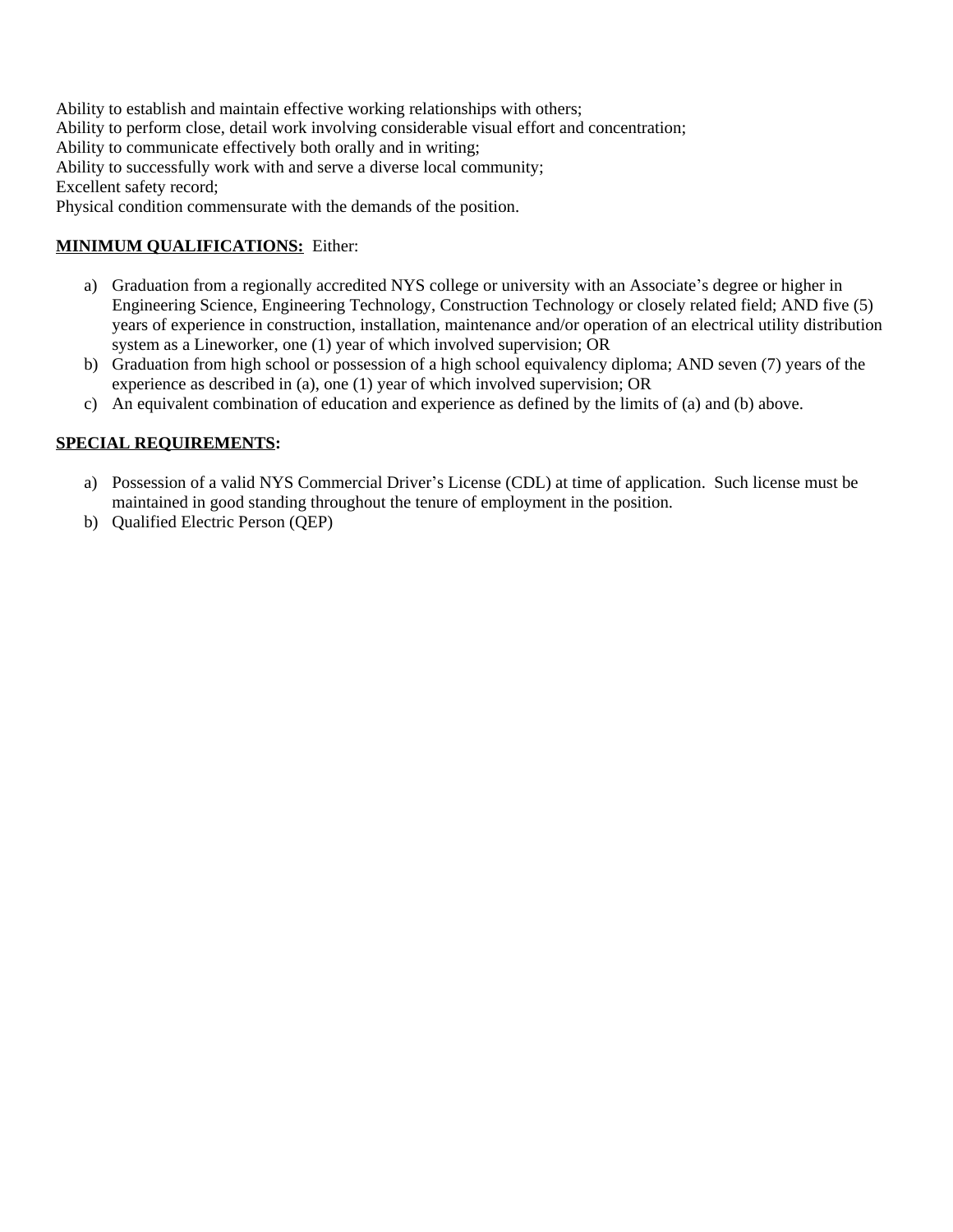Ability to establish and maintain effective working relationships with others;
Ability to perform close, detail work involving considerable visual effort and concentration;
Ability to communicate effectively both orally and in writing;
Ability to successfully work with and serve a diverse local community;
Excellent safety record;
Physical condition commensurate with the demands of the position.

**MINIMUM QUALIFICATIONS:** Either:

a) Graduation from a regionally accredited NYS college or university with an Associate's degree or higher in Engineering Science, Engineering Technology, Construction Technology or closely related field; AND five (5) years of experience in construction, installation, maintenance and/or operation of an electrical utility distribution system as a Lineworker, one (1) year of which involved supervision; OR
b) Graduation from high school or possession of a high school equivalency diploma; AND seven (7) years of the experience as described in (a), one (1) year of which involved supervision; OR
c) An equivalent combination of education and experience as defined by the limits of (a) and (b) above.

**SPECIAL REQUIREMENTS:**

a) Possession of a valid NYS Commercial Driver's License (CDL) at time of application. Such license must be maintained in good standing throughout the tenure of employment in the position.
b) Qualified Electric Person (QEP)